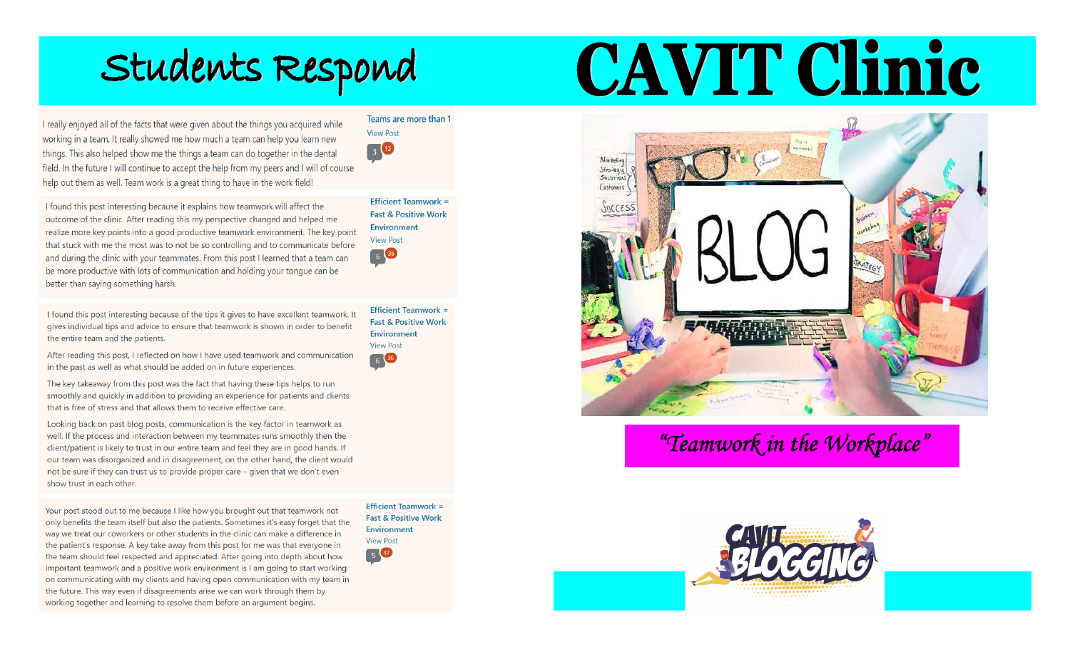# Students Respond

# CAVIT Clinic

I really enjoyed all of the facts that were given about the things you acquired while working in a team. It really showed me how much a team can help you learn new things. This also helped show me the things a team can do together in the dental field. In the future I will continue to accept the help from my peers and I will of course help out them as well. Team work is a great thing to have in the work field!

Teams are more than 1
View Post
3 13

---

I found this post interesting because it explains how teamwork will affect the outcome of the clinic. After reading this my perspective changed and helped me realize more key points into a good productive teamwork environment. The key point that stuck with me the most was to not be so controlling and to communicate before and during the clinic with your teammates. From this post I learned that a team can be more productive with lots of communication and holding your tongue can be better than saying something harsh.

Efficient Teamwork = Fast & Positive Work Environment
View Post
6 36

---

I found this post interesting because of the tips it gives to have excellent teamwork. It gives individual tips and advice to ensure that teamwork is shown in order to benefit the entire team and the patients.

After reading this post, I reflected on how I have used teamwork and communication in the past as well as what should be added on in future experiences.

The key takeaway from this post was the fact that having these tips helps to run smoothly and quickly in addition to providing an experience for patients and clients that is free of stress and that allows them to receive effective care.

Looking back on past blog posts, communication is the key factor in teamwork as well. If the process and interaction between my teammates runs smoothly then the client/patient is likely to trust in our entire team and feel they are in good hands. If our team was disorganized and in disagreement, on the other hand, the client would not be sure if they can trust us to provide proper care – given that we don't even show trust in each other.

Efficient Teamwork = Fast & Positive Work Environment
View Post
6 36

---

Your post stood out to me because I like how you brought out that teamwork not only benefits the team itself but also the patients. Sometimes it's easy forget that the way we treat our coworkers or other students in the clinic can make a difference in the patient's response. A key take away from this post for me was that everyone in the team should feel respected and appreciated. After going into depth about how important teamwork and a positive work environment is I am going to start working on communicating with my clients and having open communication with my team in the future. This way even if disagreements arise we can work through them by working together and learning to resolve them before an argument begins.

Efficient Teamwork = Fast & Positive Work Environment
View Post
5 37

---

*"Teamwork in the Workplace"*

CAVIT BLOGGING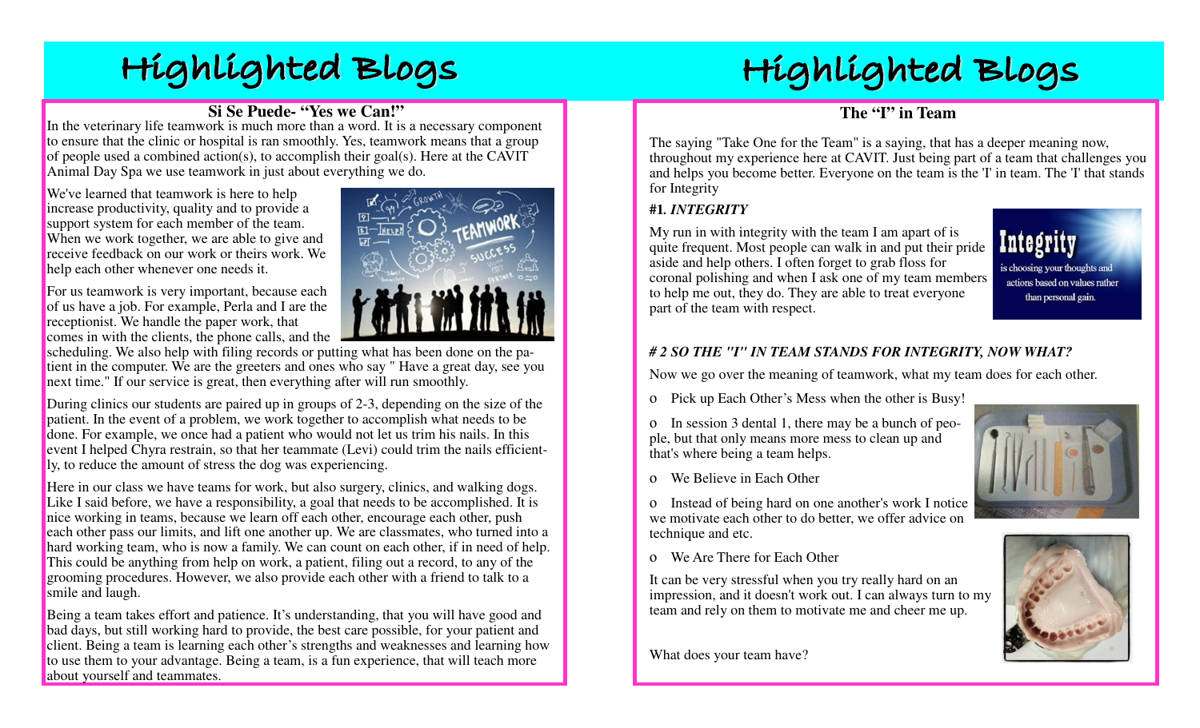# Highlighted Blogs

## Si Se Puede- "Yes we Can!"

In the veterinary life teamwork is much more than a word. It is a necessary component to ensure that the clinic or hospital is ran smoothly. Yes, teamwork means that a group of people used a combined action(s), to accomplish their goal(s). Here at the CAVIT Animal Day Spa we use teamwork in just about everything we do.

We've learned that teamwork is here to help increase productivity, quality and to provide a support system for each member of the team. When we work together, we are able to give and receive feedback on our work or theirs work. We help each other whenever one needs it.

For us teamwork is very important, because each of us have a job. For example, Perla and I are the receptionist. We handle the paper work, that comes in with the clients, the phone calls, and the scheduling. We also help with filing records or putting what has been done on the patient in the computer. We are the greeters and ones who say " Have a great day, see you next time." If our service is great, then everything after will run smoothly.

During clinics our students are paired up in groups of 2-3, depending on the size of the patient. In the event of a problem, we work together to accomplish what needs to be done. For example, we once had a patient who would not let us trim his nails. In this event I helped Chyra restrain, so that her teammate (Levi) could trim the nails efficiently, to reduce the amount of stress the dog was experiencing.

Here in our class we have teams for work, but also surgery, clinics, and walking dogs. Like I said before, we have a responsibility, a goal that needs to be accomplished. It is nice working in teams, because we learn off each other, encourage each other, push each other pass our limits, and lift one another up. We are classmates, who turned into a hard working team, who is now a family. We can count on each other, if in need of help. This could be anything from help on work, a patient, filing out a record, to any of the grooming procedures. However, we also provide each other with a friend to talk to a smile and laugh.

Being a team takes effort and patience. It's understanding, that you will have good and bad days, but still working hard to provide, the best care possible, for your patient and client. Being a team is learning each other's strengths and weaknesses and learning how to use them to your advantage. Being a team, is a fun experience, that will teach more about yourself and teammates.

# Highlighted Blogs

## The "I" in Team

The saying "Take One for the Team" is a saying, that has a deeper meaning now, throughout my experience here at CAVIT. Just being part of a team that challenges you and helps you become better. Everyone on the team is the 'I' in team. The 'I' that stands for Integrity

**#1. *INTEGRITY***

My run in with integrity with the team I am apart of is quite frequent. Most people can walk in and put their pride aside and help others. I often forget to grab floss for coronal polishing and when I ask one of my team members to help me out, they do. They are able to treat everyone part of the team with respect.

***# 2 SO THE "I" IN TEAM STANDS FOR INTEGRITY, NOW WHAT?***

Now we go over the meaning of teamwork, what my team does for each other.

- Pick up Each Other's Mess when the other is Busy!
- In session 3 dental 1, there may be a bunch of people, but that only means more mess to clean up and that's where being a team helps.
- We Believe in Each Other
- Instead of being hard on one another's work I notice we motivate each other to do better, we offer advice on technique and etc.
- We Are There for Each Other

It can be very stressful when you try really hard on an impression, and it doesn't work out. I can always turn to my team and rely on them to motivate me and cheer me up.

What does your team have?